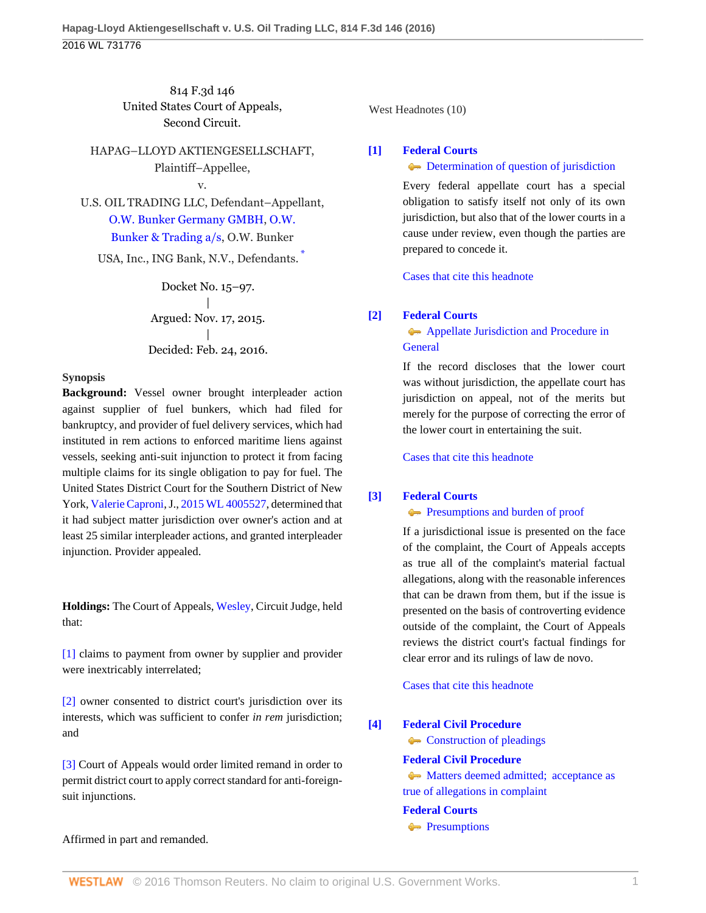814 F.3d 146
United States Court of Appeals,
Second Circuit.

HAPAG–LLOYD AKTIENGESELLSCHAFT, Plaintiff–Appellee,
v.
U.S. OIL TRADING LLC, Defendant–Appellant,
O.W. Bunker Germany GMBH, O.W. Bunker & Trading a/s, O.W. Bunker USA, Inc., ING Bank, N.V., Defendants. *

Docket No. 15–97.
|
Argued: Nov. 17, 2015.
|
Decided: Feb. 24, 2016.

**Synopsis**

**Background:** Vessel owner brought interpleader action against supplier of fuel bunkers, which had filed for bankruptcy, and provider of fuel delivery services, which had instituted in rem actions to enforced maritime liens against vessels, seeking anti-suit injunction to protect it from facing multiple claims for its single obligation to pay for fuel. The United States District Court for the Southern District of New York, Valerie Caproni, J., 2015 WL 4005527, determined that it had subject matter jurisdiction over owner's action and at least 25 similar interpleader actions, and granted interpleader injunction. Provider appealed.

**Holdings:** The Court of Appeals, Wesley, Circuit Judge, held that:

[1] claims to payment from owner by supplier and provider were inextricably interrelated;

[2] owner consented to district court's jurisdiction over its interests, which was sufficient to confer *in rem* jurisdiction; and

[3] Court of Appeals would order limited remand in order to permit district court to apply correct standard for anti-foreign-suit injunctions.

Affirmed in part and remanded.

West Headnotes (10)

**[1] Federal Courts**
Determination of question of jurisdiction

Every federal appellate court has a special obligation to satisfy itself not only of its own jurisdiction, but also that of the lower courts in a cause under review, even though the parties are prepared to concede it.

Cases that cite this headnote

**[2] Federal Courts**
Appellate Jurisdiction and Procedure in General

If the record discloses that the lower court was without jurisdiction, the appellate court has jurisdiction on appeal, not of the merits but merely for the purpose of correcting the error of the lower court in entertaining the suit.

Cases that cite this headnote

**[3] Federal Courts**
Presumptions and burden of proof

If a jurisdictional issue is presented on the face of the complaint, the Court of Appeals accepts as true all of the complaint's material factual allegations, along with the reasonable inferences that can be drawn from them, but if the issue is presented on the basis of controverting evidence outside of the complaint, the Court of Appeals reviews the district court's factual findings for clear error and its rulings of law de novo.

Cases that cite this headnote

**[4] Federal Civil Procedure**
Construction of pleadings

**Federal Civil Procedure**
Matters deemed admitted; acceptance as true of allegations in complaint

**Federal Courts**
Presumptions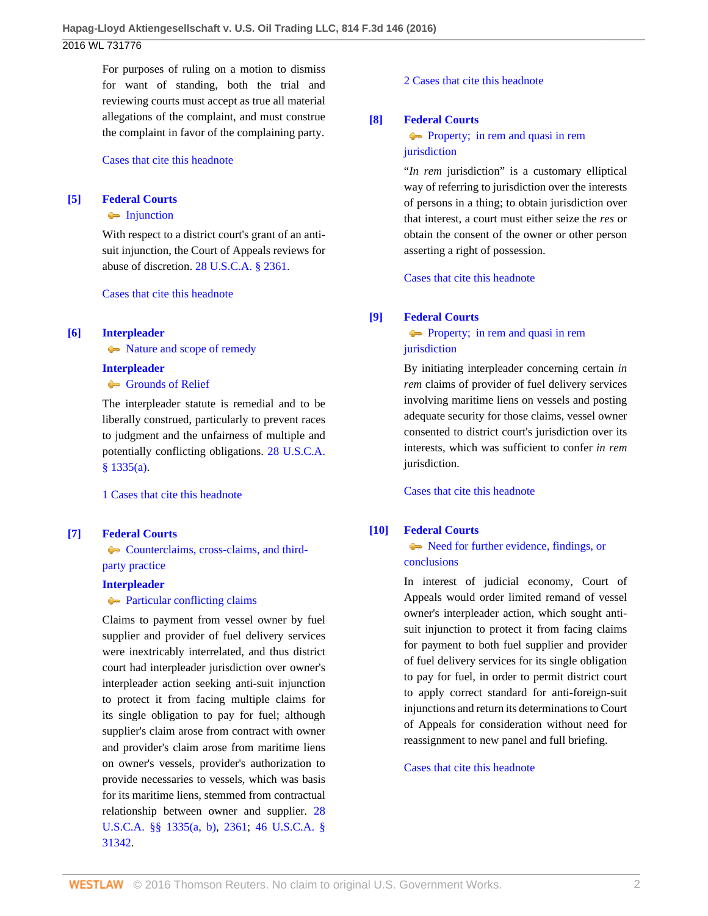For purposes of ruling on a motion to dismiss for want of standing, both the trial and reviewing courts must accept as true all material allegations of the complaint, and must construe the complaint in favor of the complaining party.

Cases that cite this headnote

**[5]** **Federal Courts**
Injunction

With respect to a district court's grant of an anti-suit injunction, the Court of Appeals reviews for abuse of discretion. 28 U.S.C.A. § 2361.

Cases that cite this headnote

**[6]** **Interpleader**
Nature and scope of remedy
**Interpleader**
Grounds of Relief

The interpleader statute is remedial and to be liberally construed, particularly to prevent races to judgment and the unfairness of multiple and potentially conflicting obligations. 28 U.S.C.A. § 1335(a).

1 Cases that cite this headnote

**[7]** **Federal Courts**
Counterclaims, cross-claims, and third-party practice
**Interpleader**
Particular conflicting claims

Claims to payment from vessel owner by fuel supplier and provider of fuel delivery services were inextricably interrelated, and thus district court had interpleader jurisdiction over owner's interpleader action seeking anti-suit injunction to protect it from facing multiple claims for its single obligation to pay for fuel; although supplier's claim arose from contract with owner and provider's claim arose from maritime liens on owner's vessels, provider's authorization to provide necessaries to vessels, which was basis for its maritime liens, stemmed from contractual relationship between owner and supplier. 28 U.S.C.A. §§ 1335(a, b), 2361; 46 U.S.C.A. § 31342.

2 Cases that cite this headnote

**[8]** **Federal Courts**
Property; in rem and quasi in rem jurisdiction

"*In rem* jurisdiction" is a customary elliptical way of referring to jurisdiction over the interests of persons in a thing; to obtain jurisdiction over that interest, a court must either seize the *res* or obtain the consent of the owner or other person asserting a right of possession.

Cases that cite this headnote

**[9]** **Federal Courts**
Property; in rem and quasi in rem jurisdiction

By initiating interpleader concerning certain *in rem* claims of provider of fuel delivery services involving maritime liens on vessels and posting adequate security for those claims, vessel owner consented to district court's jurisdiction over its interests, which was sufficient to confer *in rem* jurisdiction.

Cases that cite this headnote

**[10]** **Federal Courts**
Need for further evidence, findings, or conclusions

In interest of judicial economy, Court of Appeals would order limited remand of vessel owner's interpleader action, which sought anti-suit injunction to protect it from facing claims for payment to both fuel supplier and provider of fuel delivery services for its single obligation to pay for fuel, in order to permit district court to apply correct standard for anti-foreign-suit injunctions and return its determinations to Court of Appeals for consideration without need for reassignment to new panel and full briefing.

Cases that cite this headnote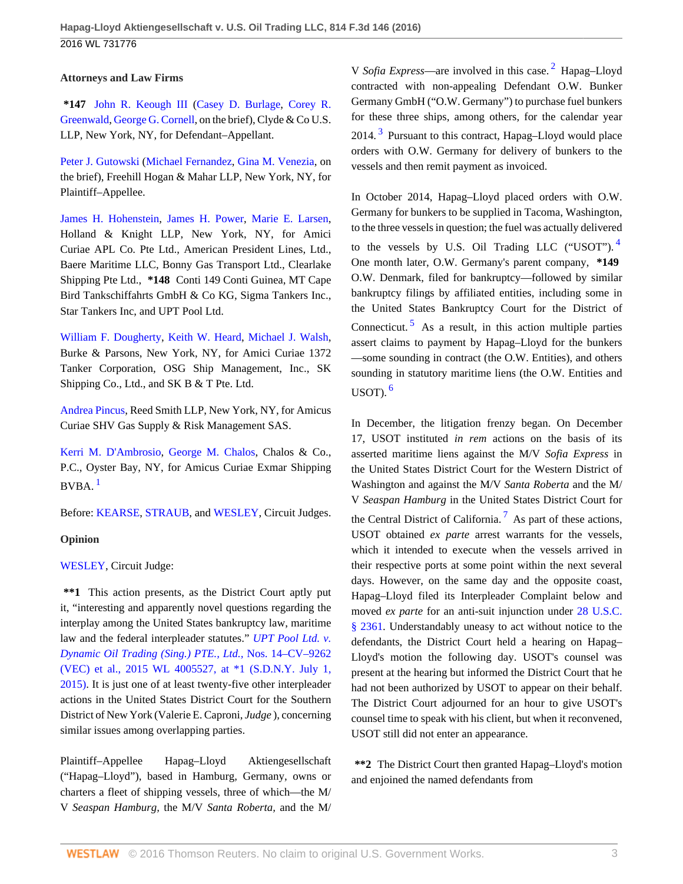### Attorneys and Law Firms

**\*147** John R. Keough III (Casey D. Burlage, Corey R. Greenwald, George G. Cornell, on the brief), Clyde & Co U.S. LLP, New York, NY, for Defendant–Appellant.

Peter J. Gutowski (Michael Fernandez, Gina M. Venezia, on the brief), Freehill Hogan & Mahar LLP, New York, NY, for Plaintiff–Appellee.

James H. Hohenstein, James H. Power, Marie E. Larsen, Holland & Knight LLP, New York, NY, for Amici Curiae APL Co. Pte Ltd., American President Lines, Ltd., Baere Maritime LLC, Bonny Gas Transport Ltd., Clearlake Shipping Pte Ltd., **\*148** Conti 149 Conti Guinea, MT Cape Bird Tankschiffahrts GmbH & Co KG, Sigma Tankers Inc., Star Tankers Inc, and UPT Pool Ltd.

William F. Dougherty, Keith W. Heard, Michael J. Walsh, Burke & Parsons, New York, NY, for Amici Curiae 1372 Tanker Corporation, OSG Ship Management, Inc., SK Shipping Co., Ltd., and SK B & T Pte. Ltd.

Andrea Pincus, Reed Smith LLP, New York, NY, for Amicus Curiae SHV Gas Supply & Risk Management SAS.

Kerri M. D'Ambrosio, George M. Chalos, Chalos & Co., P.C., Oyster Bay, NY, for Amicus Curiae Exmar Shipping BVBA. [1]

Before: KEARSE, STRAUB, and WESLEY, Circuit Judges.

### Opinion

WESLEY, Circuit Judge:

**\*\*1** This action presents, as the District Court aptly put it, "interesting and apparently novel questions regarding the interplay among the United States bankruptcy law, maritime law and the federal interpleader statutes." *UPT Pool Ltd. v. Dynamic Oil Trading (Sing.) PTE., Ltd.,* Nos. 14–CV–9262 (VEC) et al., 2015 WL 4005527, at \*1 (S.D.N.Y. July 1, 2015). It is just one of at least twenty-five other interpleader actions in the United States District Court for the Southern District of New York (Valerie E. Caproni, *Judge* ), concerning similar issues among overlapping parties.

Plaintiff–Appellee Hapag–Lloyd Aktiengesellschaft ("Hapag–Lloyd"), based in Hamburg, Germany, owns or charters a fleet of shipping vessels, three of which—the M/V *Seaspan Hamburg,* the M/V *Santa Roberta,* and the M/V *Sofia Express*—are involved in this case. [2] Hapag–Lloyd contracted with non-appealing Defendant O.W. Bunker Germany GmbH ("O.W. Germany") to purchase fuel bunkers for these three ships, among others, for the calendar year 2014. [3] Pursuant to this contract, Hapag–Lloyd would place orders with O.W. Germany for delivery of bunkers to the vessels and then remit payment as invoiced.

In October 2014, Hapag–Lloyd placed orders with O.W. Germany for bunkers to be supplied in Tacoma, Washington, to the three vessels in question; the fuel was actually delivered to the vessels by U.S. Oil Trading LLC ("USOT"). [4] One month later, O.W. Germany's parent company, **\*149** O.W. Denmark, filed for bankruptcy—followed by similar bankruptcy filings by affiliated entities, including some in the United States Bankruptcy Court for the District of Connecticut. [5] As a result, in this action multiple parties assert claims to payment by Hapag–Lloyd for the bunkers—some sounding in contract (the O.W. Entities), and others sounding in statutory maritime liens (the O.W. Entities and USOT). [6]

In December, the litigation frenzy began. On December 17, USOT instituted *in rem* actions on the basis of its asserted maritime liens against the M/V *Sofia Express* in the United States District Court for the Western District of Washington and against the M/V *Santa Roberta* and the M/V *Seaspan Hamburg* in the United States District Court for the Central District of California. [7] As part of these actions, USOT obtained *ex parte* arrest warrants for the vessels, which it intended to execute when the vessels arrived in their respective ports at some point within the next several days. However, on the same day and the opposite coast, Hapag–Lloyd filed its Interpleader Complaint below and moved *ex parte* for an anti-suit injunction under 28 U.S.C. § 2361. Understandably uneasy to act without notice to the defendants, the District Court held a hearing on Hapag–Lloyd's motion the following day. USOT's counsel was present at the hearing but informed the District Court that he had not been authorized by USOT to appear on their behalf. The District Court adjourned for an hour to give USOT's counsel time to speak with his client, but when it reconvened, USOT still did not enter an appearance.

**\*\*2** The District Court then granted Hapag–Lloyd's motion and enjoined the named defendants from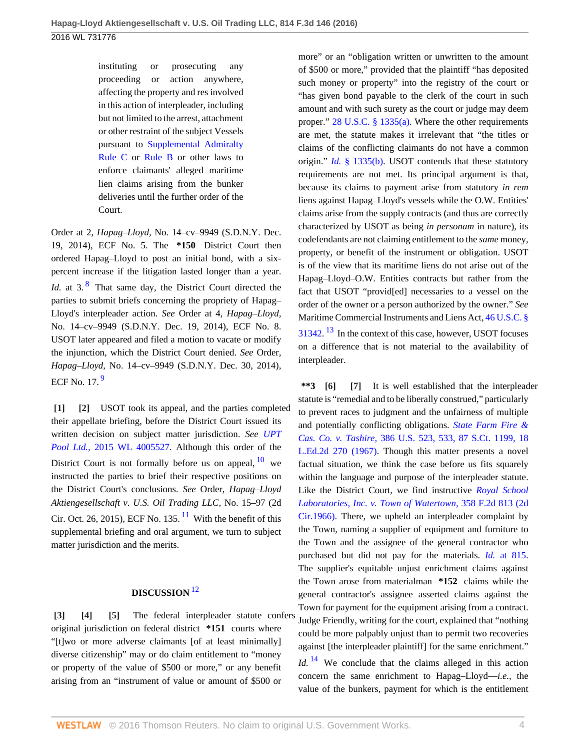> instituting or prosecuting any proceeding or action anywhere, affecting the property and res involved in this action of interpleader, including but not limited to the arrest, attachment or other restraint of the subject Vessels pursuant to Supplemental Admiralty Rule C or Rule B or other laws to enforce claimants' alleged maritime lien claims arising from the bunker deliveries until the further order of the Court.

Order at 2, *Hapag–Lloyd,* No. 14–cv–9949 (S.D.N.Y. Dec. 19, 2014), ECF No. 5. The **\*150** District Court then ordered Hapag–Lloyd to post an initial bond, with a six-percent increase if the litigation lasted longer than a year. *Id.* at 3.[8] That same day, the District Court directed the parties to submit briefs concerning the propriety of Hapag–Lloyd's interpleader action. *See* Order at 4, *Hapag–Lloyd,* No. 14–cv–9949 (S.D.N.Y. Dec. 19, 2014), ECF No. 8. USOT later appeared and filed a motion to vacate or modify the injunction, which the District Court denied. *See* Order, *Hapag–Lloyd,* No. 14–cv–9949 (S.D.N.Y. Dec. 30, 2014), ECF No. 17.[9]

**[1] [2]** USOT took its appeal, and the parties completed their appellate briefing, before the District Court issued its written decision on subject matter jurisdiction. *See UPT Pool Ltd.,* 2015 WL 4005527. Although this order of the District Court is not formally before us on appeal,[10] we instructed the parties to brief their respective positions on the District Court's conclusions. *See* Order, *Hapag–Lloyd Aktiengesellschaft v. U.S. Oil Trading LLC,* No. 15–97 (2d Cir. Oct. 26, 2015), ECF No. 135.[11] With the benefit of this supplemental briefing and oral argument, we turn to subject matter jurisdiction and the merits.

## DISCUSSION[12]

**[3] [4] [5]** The federal interpleader statute confers original jurisdiction on federal district **\*151** courts where "[t]wo or more adverse claimants [of at least minimally] diverse citizenship" may or do claim entitlement to "money or property of the value of $500 or more," or any benefit arising from an "instrument of value or amount of $500 or more" or an "obligation written or unwritten to the amount of $500 or more," provided that the plaintiff "has deposited such money or property" into the registry of the court or "has given bond payable to the clerk of the court in such amount and with such surety as the court or judge may deem proper." 28 U.S.C. § 1335(a). Where the other requirements are met, the statute makes it irrelevant that "the titles or claims of the conflicting claimants do not have a common origin." *Id.* § 1335(b). USOT contends that these statutory requirements are not met. Its principal argument is that, because its claims to payment arise from statutory *in rem* liens against Hapag–Lloyd's vessels while the O.W. Entities' claims arise from the supply contracts (and thus are correctly characterized by USOT as being *in personam* in nature), its codefendants are not claiming entitlement to the *same* money, property, or benefit of the instrument or obligation. USOT is of the view that its maritime liens do not arise out of the Hapag–Lloyd–O.W. Entities contracts but rather from the fact that USOT "provid[ed] necessaries to a vessel on the order of the owner or a person authorized by the owner." *See* Maritime Commercial Instruments and Liens Act, 46 U.S.C. § 31342.[13] In the context of this case, however, USOT focuses on a difference that is not material to the availability of interpleader.

**\*\*3 [6] [7]** It is well established that the interpleader statute is "remedial and to be liberally construed," particularly to prevent races to judgment and the unfairness of multiple and potentially conflicting obligations. *State Farm Fire & Cas. Co. v. Tashire,* 386 U.S. 523, 533, 87 S.Ct. 1199, 18 L.Ed.2d 270 (1967). Though this matter presents a novel factual situation, we think the case before us fits squarely within the language and purpose of the interpleader statute. Like the District Court, we find instructive *Royal School Laboratories, Inc. v. Town of Watertown,* 358 F.2d 813 (2d Cir.1966). There, we upheld an interpleader complaint by the Town, naming a supplier of equipment and furniture to the Town and the assignee of the general contractor who purchased but did not pay for the materials. *Id.* at 815. The supplier's equitable unjust enrichment claims against the Town arose from materialman **\*152** claims while the general contractor's assignee asserted claims against the Town for payment for the equipment arising from a contract. Judge Friendly, writing for the court, explained that "nothing could be more palpably unjust than to permit two recoveries against [the interpleader plaintiff] for the same enrichment." *Id.*[14] We conclude that the claims alleged in this action concern the same enrichment to Hapag–Lloyd—*i.e.,* the value of the bunkers, payment for which is the entitlement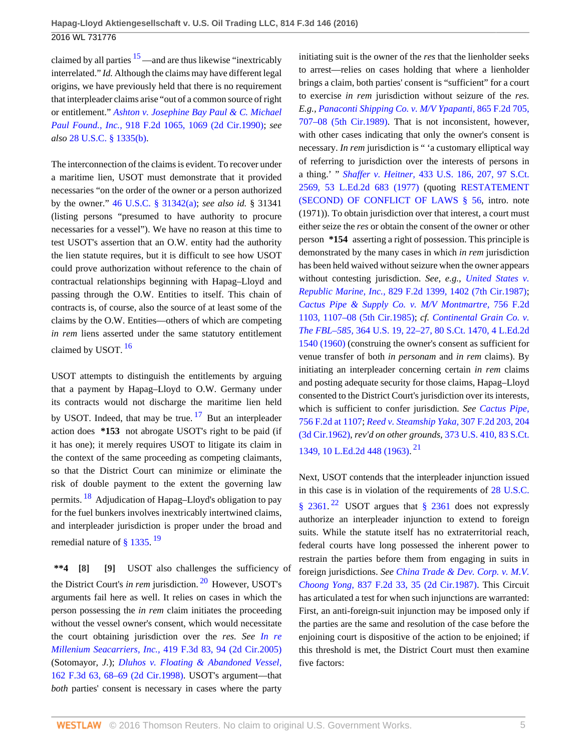claimed by all parties [15]—and are thus likewise "inextricably interrelated." *Id.* Although the claims may have different legal origins, we have previously held that there is no requirement that interpleader claims arise "out of a common source of right or entitlement." *Ashton v. Josephine Bay Paul & C. Michael Paul Found., Inc.,* 918 F.2d 1065, 1069 (2d Cir.1990); *see also* 28 U.S.C. § 1335(b).

The interconnection of the claims is evident. To recover under a maritime lien, USOT must demonstrate that it provided necessaries "on the order of the owner or a person authorized by the owner." 46 U.S.C. § 31342(a); *see also id.* § 31341 (listing persons "presumed to have authority to procure necessaries for a vessel"). We have no reason at this time to test USOT's assertion that an O.W. entity had the authority the lien statute requires, but it is difficult to see how USOT could prove authorization without reference to the chain of contractual relationships beginning with Hapag–Lloyd and passing through the O.W. Entities to itself. This chain of contracts is, of course, also the source of at least some of the claims by the O.W. Entities—others of which are competing *in rem* liens asserted under the same statutory entitlement claimed by USOT. [16]

USOT attempts to distinguish the entitlements by arguing that a payment by Hapag–Lloyd to O.W. Germany under its contracts would not discharge the maritime lien held by USOT. Indeed, that may be true. [17] But an interpleader action does **\*153** not abrogate USOT's right to be paid (if it has one); it merely requires USOT to litigate its claim in the context of the same proceeding as competing claimants, so that the District Court can minimize or eliminate the risk of double payment to the extent the governing law permits. [18] Adjudication of Hapag–Lloyd's obligation to pay for the fuel bunkers involves inextricably intertwined claims, and interpleader jurisdiction is proper under the broad and remedial nature of § 1335. [19]

**\*\*4 [8] [9]** USOT also challenges the sufficiency of the District Court's *in rem* jurisdiction. [20] However, USOT's arguments fail here as well. It relies on cases in which the person possessing the *in rem* claim initiates the proceeding without the vessel owner's consent, which would necessitate the court obtaining jurisdiction over the *res. See In re Millenium Seacarriers, Inc.,* 419 F.3d 83, 94 (2d Cir.2005) (Sotomayor, *J.*); *Dluhos v. Floating & Abandoned Vessel,* 162 F.3d 63, 68–69 (2d Cir.1998). USOT's argument—that *both* parties' consent is necessary in cases where the party initiating suit is the owner of the *res* that the lienholder seeks to arrest—relies on cases holding that where a lienholder brings a claim, both parties' consent is "sufficient" for a court to exercise *in rem* jurisdiction without seizure of the *res. E.g., Panaconti Shipping Co. v. M/V Ypapanti,* 865 F.2d 705, 707–08 (5th Cir.1989). That is not inconsistent, however, with other cases indicating that only the owner's consent is necessary. *In rem* jurisdiction is " 'a customary elliptical way of referring to jurisdiction over the interests of persons in a thing.' " *Shaffer v. Heitner,* 433 U.S. 186, 207, 97 S.Ct. 2569, 53 L.Ed.2d 683 (1977) (quoting RESTATEMENT (SECOND) OF CONFLICT OF LAWS § 56, intro. note (1971)). To obtain jurisdiction over that interest, a court must either seize the *res* or obtain the consent of the owner or other person **\*154** asserting a right of possession. This principle is demonstrated by the many cases in which *in rem* jurisdiction has been held waived without seizure when the owner appears without contesting jurisdiction. *See, e.g., United States v. Republic Marine, Inc.,* 829 F.2d 1399, 1402 (7th Cir.1987); *Cactus Pipe & Supply Co. v. M/V Montmartre,* 756 F.2d 1103, 1107–08 (5th Cir.1985); *cf. Continental Grain Co. v. The FBL–585,* 364 U.S. 19, 22–27, 80 S.Ct. 1470, 4 L.Ed.2d 1540 (1960) (construing the owner's consent as sufficient for venue transfer of both *in personam* and *in rem* claims). By initiating an interpleader concerning certain *in rem* claims and posting adequate security for those claims, Hapag–Lloyd consented to the District Court's jurisdiction over its interests, which is sufficient to confer jurisdiction. *See Cactus Pipe,* 756 F.2d at 1107; *Reed v. Steamship Yaka,* 307 F.2d 203, 204 (3d Cir.1962), *rev'd on other grounds,* 373 U.S. 410, 83 S.Ct. 1349, 10 L.Ed.2d 448 (1963). [21]

Next, USOT contends that the interpleader injunction issued in this case is in violation of the requirements of 28 U.S.C. § 2361. [22] USOT argues that § 2361 does not expressly authorize an interpleader injunction to extend to foreign suits. While the statute itself has no extraterritorial reach, federal courts have long possessed the inherent power to restrain the parties before them from engaging in suits in foreign jurisdictions. *See China Trade & Dev. Corp. v. M.V. Choong Yong,* 837 F.2d 33, 35 (2d Cir.1987). This Circuit has articulated a test for when such injunctions are warranted: First, an anti-foreign-suit injunction may be imposed only if the parties are the same and resolution of the case before the enjoining court is dispositive of the action to be enjoined; if this threshold is met, the District Court must then examine five factors: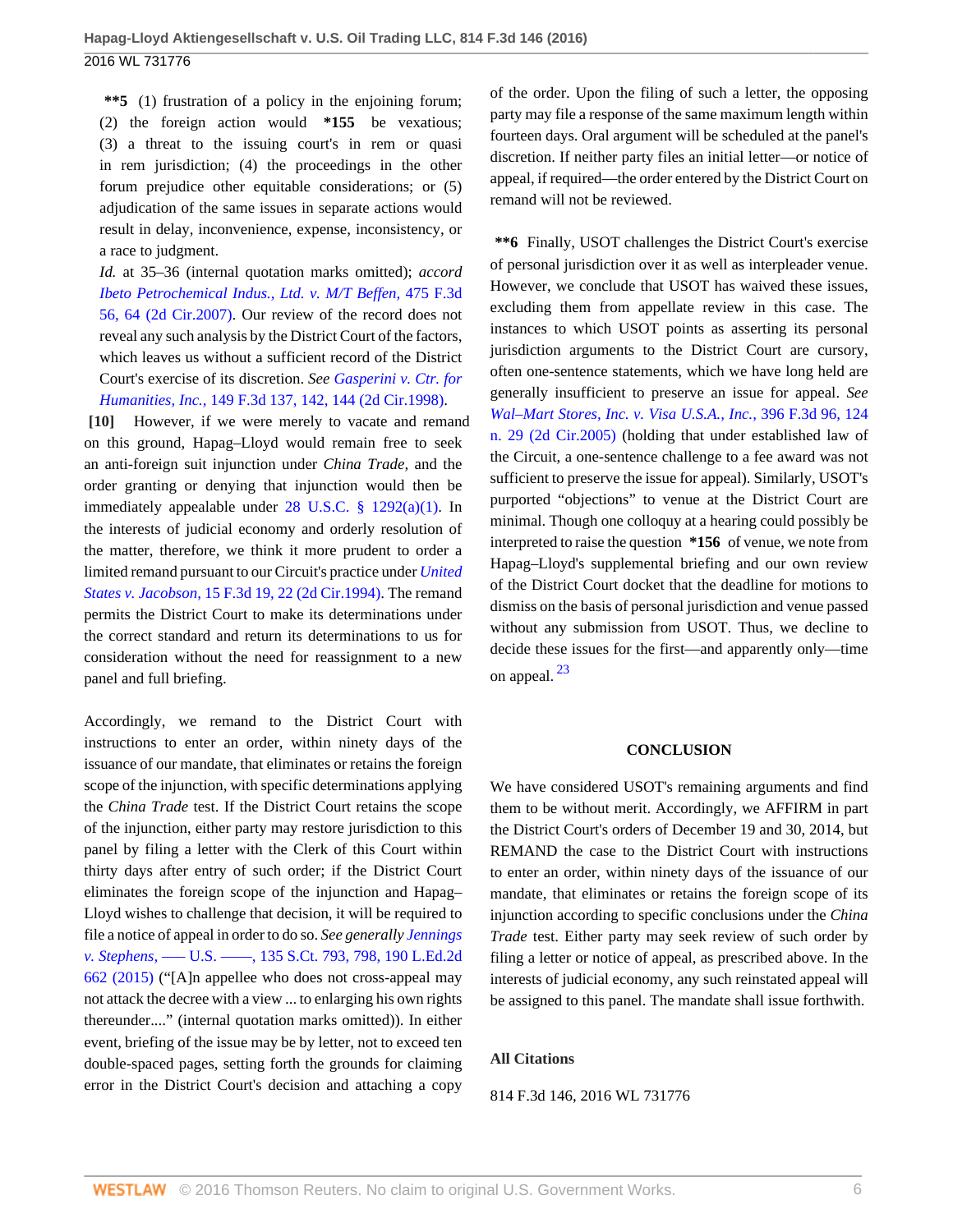**5 (1) frustration of a policy in the enjoining forum; (2) the foreign action would *155 be vexatious; (3) a threat to the issuing court's in rem or quasi in rem jurisdiction; (4) the proceedings in the other forum prejudice other equitable considerations; or (5) adjudication of the same issues in separate actions would result in delay, inconvenience, expense, inconsistency, or a race to judgment.

*Id.* at 35–36 (internal quotation marks omitted); *accord Ibeto Petrochemical Indus., Ltd. v. M/T Beffen,* 475 F.3d 56, 64 (2d Cir.2007). Our review of the record does not reveal any such analysis by the District Court of the factors, which leaves us without a sufficient record of the District Court's exercise of its discretion. *See Gasperini v. Ctr. for Humanities, Inc.,* 149 F.3d 137, 142, 144 (2d Cir.1998).

**[10]** However, if we were merely to vacate and remand on this ground, Hapag–Lloyd would remain free to seek an anti-foreign suit injunction under *China Trade,* and the order granting or denying that injunction would then be immediately appealable under 28 U.S.C. § 1292(a)(1). In the interests of judicial economy and orderly resolution of the matter, therefore, we think it more prudent to order a limited remand pursuant to our Circuit's practice under *United States v. Jacobson,* 15 F.3d 19, 22 (2d Cir.1994). The remand permits the District Court to make its determinations under the correct standard and return its determinations to us for consideration without the need for reassignment to a new panel and full briefing.

Accordingly, we remand to the District Court with instructions to enter an order, within ninety days of the issuance of our mandate, that eliminates or retains the foreign scope of the injunction, with specific determinations applying the *China Trade* test. If the District Court retains the scope of the injunction, either party may restore jurisdiction to this panel by filing a letter with the Clerk of this Court within thirty days after entry of such order; if the District Court eliminates the foreign scope of the injunction and Hapag–Lloyd wishes to challenge that decision, it will be required to file a notice of appeal in order to do so. *See generally Jennings v. Stephens,* ––– U.S. ––––, 135 S.Ct. 793, 798, 190 L.Ed.2d 662 (2015) ("[A]n appellee who does not cross-appeal may not attack the decree with a view ... to enlarging his own rights thereunder...." (internal quotation marks omitted)). In either event, briefing of the issue may be by letter, not to exceed ten double-spaced pages, setting forth the grounds for claiming error in the District Court's decision and attaching a copy of the order. Upon the filing of such a letter, the opposing party may file a response of the same maximum length within fourteen days. Oral argument will be scheduled at the panel's discretion. If neither party files an initial letter—or notice of appeal, if required—the order entered by the District Court on remand will not be reviewed.

**6 Finally, USOT challenges the District Court's exercise of personal jurisdiction over it as well as interpleader venue. However, we conclude that USOT has waived these issues, excluding them from appellate review in this case. The instances to which USOT points as asserting its personal jurisdiction arguments to the District Court are cursory, often one-sentence statements, which we have long held are generally insufficient to preserve an issue for appeal. *See Wal–Mart Stores, Inc. v. Visa U.S.A., Inc.,* 396 F.3d 96, 124 n. 29 (2d Cir.2005) (holding that under established law of the Circuit, a one-sentence challenge to a fee award was not sufficient to preserve the issue for appeal). Similarly, USOT's purported "objections" to venue at the District Court are minimal. Though one colloquy at a hearing could possibly be interpreted to raise the question *156 of venue, we note from Hapag–Lloyd's supplemental briefing and our own review of the District Court docket that the deadline for motions to dismiss on the basis of personal jurisdiction and venue passed without any submission from USOT. Thus, we decline to decide these issues for the first—and apparently only—time on appeal. [23]

## CONCLUSION

We have considered USOT's remaining arguments and find them to be without merit. Accordingly, we AFFIRM in part the District Court's orders of December 19 and 30, 2014, but REMAND the case to the District Court with instructions to enter an order, within ninety days of the issuance of our mandate, that eliminates or retains the foreign scope of its injunction according to specific conclusions under the *China Trade* test. Either party may seek review of such order by filing a letter or notice of appeal, as prescribed above. In the interests of judicial economy, any such reinstated appeal will be assigned to this panel. The mandate shall issue forthwith.

### All Citations

814 F.3d 146, 2016 WL 731776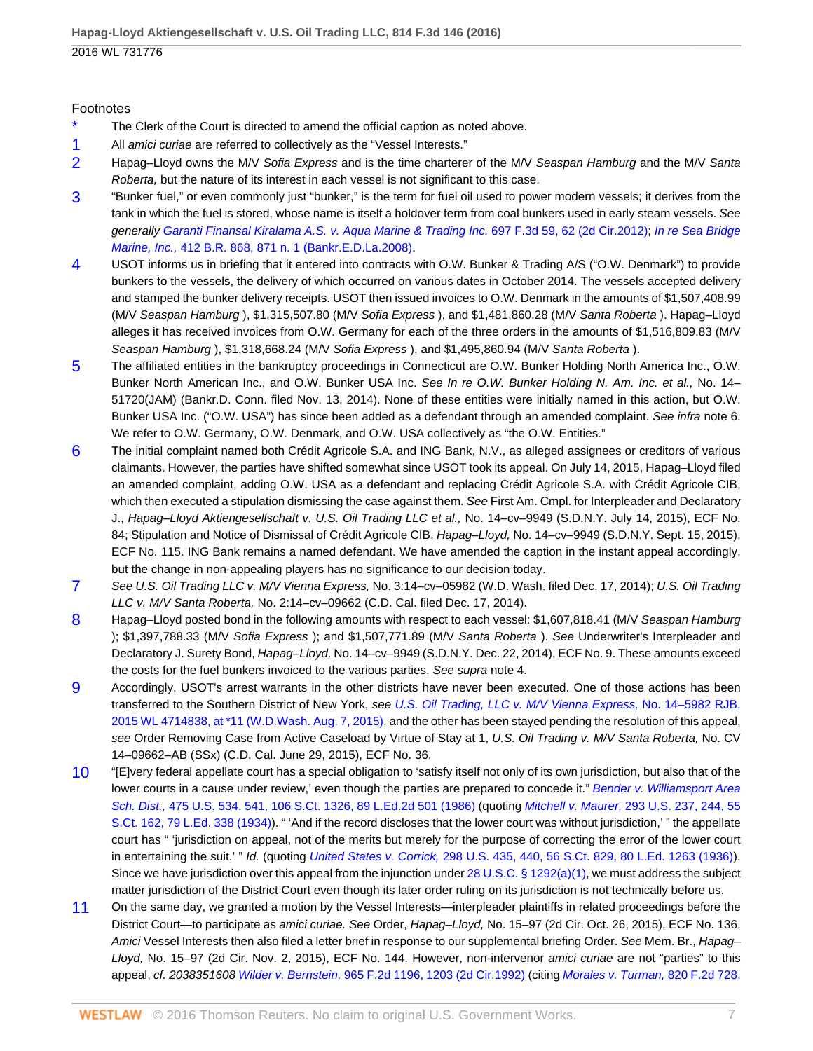Footnotes

\* The Clerk of the Court is directed to amend the official caption as noted above.

1 All *amici curiae* are referred to collectively as the "Vessel Interests."

2 Hapag–Lloyd owns the M/V *Sofia Express* and is the time charterer of the M/V *Seaspan Hamburg* and the M/V *Santa Roberta,* but the nature of its interest in each vessel is not significant to this case.

3 "Bunker fuel," or even commonly just "bunker," is the term for fuel oil used to power modern vessels; it derives from the tank in which the fuel is stored, whose name is itself a holdover term from coal bunkers used in early steam vessels. *See generally* *Garanti Finansal Kiralama A.S. v. Aqua Marine & Trading Inc.* 697 F.3d 59, 62 (2d Cir.2012); *In re Sea Bridge Marine, Inc.,* 412 B.R. 868, 871 n. 1 (Bankr.E.D.La.2008).

4 USOT informs us in briefing that it entered into contracts with O.W. Bunker & Trading A/S ("O.W. Denmark") to provide bunkers to the vessels, the delivery of which occurred on various dates in October 2014. The vessels accepted delivery and stamped the bunker delivery receipts. USOT then issued invoices to O.W. Denmark in the amounts of $1,507,408.99 (M/V *Seaspan Hamburg* ), $1,315,507.80 (M/V *Sofia Express* ), and $1,481,860.28 (M/V *Santa Roberta* ). Hapag–Lloyd alleges it has received invoices from O.W. Germany for each of the three orders in the amounts of $1,516,809.83 (M/V *Seaspan Hamburg* ), $1,318,668.24 (M/V *Sofia Express* ), and $1,495,860.94 (M/V *Santa Roberta* ).

5 The affiliated entities in the bankruptcy proceedings in Connecticut are O.W. Bunker Holding North America Inc., O.W. Bunker North American Inc., and O.W. Bunker USA Inc. *See In re O.W. Bunker Holding N. Am. Inc. et al.,* No. 14–51720(JAM) (Bankr.D. Conn. filed Nov. 13, 2014). None of these entities were initially named in this action, but O.W. Bunker USA Inc. ("O.W. USA") has since been added as a defendant through an amended complaint. *See infra* note 6. We refer to O.W. Germany, O.W. Denmark, and O.W. USA collectively as "the O.W. Entities."

6 The initial complaint named both Crédit Agricole S.A. and ING Bank, N.V., as alleged assignees or creditors of various claimants. However, the parties have shifted somewhat since USOT took its appeal. On July 14, 2015, Hapag–Lloyd filed an amended complaint, adding O.W. USA as a defendant and replacing Crédit Agricole S.A. with Crédit Agricole CIB, which then executed a stipulation dismissing the case against them. *See* First Am. Cmpl. for Interpleader and Declaratory J., *Hapag–Lloyd Aktiengesellschaft v. U.S. Oil Trading LLC et al.,* No. 14–cv–9949 (S.D.N.Y. July 14, 2015), ECF No. 84; Stipulation and Notice of Dismissal of Crédit Agricole CIB, *Hapag–Lloyd,* No. 14–cv–9949 (S.D.N.Y. Sept. 15, 2015), ECF No. 115. ING Bank remains a named defendant. We have amended the caption in the instant appeal accordingly, but the change in non-appealing players has no significance to our decision today.

7 *See U.S. Oil Trading LLC v. M/V Vienna Express,* No. 3:14–cv–05982 (W.D. Wash. filed Dec. 17, 2014); *U.S. Oil Trading LLC v. M/V Santa Roberta,* No. 2:14–cv–09662 (C.D. Cal. filed Dec. 17, 2014).

8 Hapag–Lloyd posted bond in the following amounts with respect to each vessel: $1,607,818.41 (M/V *Seaspan Hamburg* ); $1,397,788.33 (M/V *Sofia Express* ); and $1,507,771.89 (M/V *Santa Roberta* ). *See* Underwriter's Interpleader and Declaratory J. Surety Bond, *Hapag–Lloyd,* No. 14–cv–9949 (S.D.N.Y. Dec. 22, 2014), ECF No. 9. These amounts exceed the costs for the fuel bunkers invoiced to the various parties. *See supra* note 4.

9 Accordingly, USOT's arrest warrants in the other districts have never been executed. One of those actions has been transferred to the Southern District of New York, *see* *U.S. Oil Trading, LLC v. M/V Vienna Express,* No. 14–5982 RJB, 2015 WL 4714838, at \*11 (W.D.Wash. Aug. 7, 2015), and the other has been stayed pending the resolution of this appeal, *see* Order Removing Case from Active Caseload by Virtue of Stay at 1, *U.S. Oil Trading v. M/V Santa Roberta,* No. CV 14–09662–AB (SSx) (C.D. Cal. June 29, 2015), ECF No. 36.

10 "[E]very federal appellate court has a special obligation to 'satisfy itself not only of its own jurisdiction, but also that of the lower courts in a cause under review,' even though the parties are prepared to concede it." *Bender v. Williamsport Area Sch. Dist.,* 475 U.S. 534, 541, 106 S.Ct. 1326, 89 L.Ed.2d 501 (1986) (quoting *Mitchell v. Maurer,* 293 U.S. 237, 244, 55 S.Ct. 162, 79 L.Ed. 338 (1934)). " 'And if the record discloses that the lower court was without jurisdiction,' " the appellate court has " 'jurisdiction on appeal, not of the merits but merely for the purpose of correcting the error of the lower court in entertaining the suit.' " *Id.* (quoting *United States v. Corrick,* 298 U.S. 435, 440, 56 S.Ct. 829, 80 L.Ed. 1263 (1936)). Since we have jurisdiction over this appeal from the injunction under 28 U.S.C. § 1292(a)(1), we must address the subject matter jurisdiction of the District Court even though its later order ruling on its jurisdiction is not technically before us.

11 On the same day, we granted a motion by the Vessel Interests—interpleader plaintiffs in related proceedings before the District Court—to participate as *amici curiae. See* Order, *Hapag–Lloyd,* No. 15–97 (2d Cir. Oct. 26, 2015), ECF No. 136. *Amici* Vessel Interests then also filed a letter brief in response to our supplemental briefing Order. *See* Mem. Br., *Hapag–Lloyd,* No. 15–97 (2d Cir. Nov. 2, 2015), ECF No. 144. However, non-intervenor *amici curiae* are not "parties" to this appeal, *cf.* *2038351608* *Wilder v. Bernstein,* 965 F.2d 1196, 1203 (2d Cir.1992) (citing *Morales v. Turman,* 820 F.2d 728,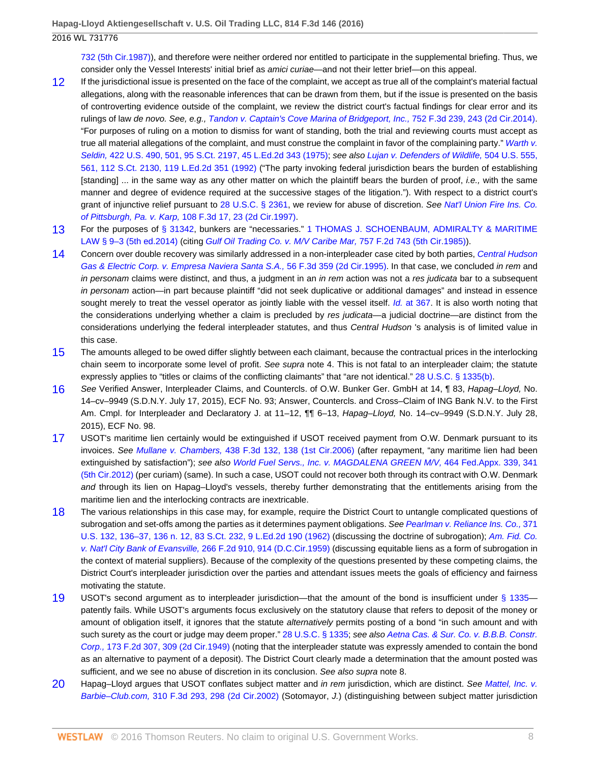732 (5th Cir.1987)), and therefore were neither ordered nor entitled to participate in the supplemental briefing. Thus, we consider only the Vessel Interests' initial brief as *amici curiae*—and not their letter brief—on this appeal.

12 If the jurisdictional issue is presented on the face of the complaint, we accept as true all of the complaint's material factual allegations, along with the reasonable inferences that can be drawn from them, but if the issue is presented on the basis of controverting evidence outside of the complaint, we review the district court's factual findings for clear error and its rulings of law *de novo. See, e.g., Tandon v. Captain's Cove Marina of Bridgeport, Inc.,* 752 F.3d 239, 243 (2d Cir.2014). "For purposes of ruling on a motion to dismiss for want of standing, both the trial and reviewing courts must accept as true all material allegations of the complaint, and must construe the complaint in favor of the complaining party." *Warth v. Seldin,* 422 U.S. 490, 501, 95 S.Ct. 2197, 45 L.Ed.2d 343 (1975); *see also Lujan v. Defenders of Wildlife,* 504 U.S. 555, 561, 112 S.Ct. 2130, 119 L.Ed.2d 351 (1992) ("The party invoking federal jurisdiction bears the burden of establishing [standing] ... in the same way as any other matter on which the plaintiff bears the burden of proof, *i.e.,* with the same manner and degree of evidence required at the successive stages of the litigation."). With respect to a district court's grant of injunctive relief pursuant to 28 U.S.C. § 2361, we review for abuse of discretion. *See Nat'l Union Fire Ins. Co. of Pittsburgh, Pa. v. Karp,* 108 F.3d 17, 23 (2d Cir.1997).

13 For the purposes of § 31342, bunkers are "necessaries." 1 THOMAS J. SCHOENBAUM, ADMIRALTY & MARITIME LAW § 9–3 (5th ed.2014) (citing *Gulf Oil Trading Co. v. M/V Caribe Mar,* 757 F.2d 743 (5th Cir.1985)).

14 Concern over double recovery was similarly addressed in a non-interpleader case cited by both parties, *Central Hudson Gas & Electric Corp. v. Empresa Naviera Santa S.A.,* 56 F.3d 359 (2d Cir.1995). In that case, we concluded *in rem* and *in personam* claims were distinct, and thus, a judgment in an *in rem* action was not a *res judicata* bar to a subsequent *in personam* action—in part because plaintiff "did not seek duplicative or additional damages" and instead in essence sought merely to treat the vessel operator as jointly liable with the vessel itself. *Id.* at 367. It is also worth noting that the considerations underlying whether a claim is precluded by *res judicata*—a judicial doctrine—are distinct from the considerations underlying the federal interpleader statutes, and thus *Central Hudson* 's analysis is of limited value in this case.

15 The amounts alleged to be owed differ slightly between each claimant, because the contractual prices in the interlocking chain seem to incorporate some level of profit. *See supra* note 4. This is not fatal to an interpleader claim; the statute expressly applies to "titles or claims of the conflicting claimants" that "are not identical." 28 U.S.C. § 1335(b).

16 *See* Verified Answer, Interpleader Claims, and Countercls. of O.W. Bunker Ger. GmbH at 14, ¶ 83, *Hapag–Lloyd,* No. 14–cv–9949 (S.D.N.Y. July 17, 2015), ECF No. 93; Answer, Countercls. and Cross–Claim of ING Bank N.V. to the First Am. Cmpl. for Interpleader and Declaratory J. at 11–12, ¶¶ 6–13, *Hapag–Lloyd,* No. 14–cv–9949 (S.D.N.Y. July 28, 2015), ECF No. 98.

17 USOT's maritime lien certainly would be extinguished if USOT received payment from O.W. Denmark pursuant to its invoices. *See Mullane v. Chambers,* 438 F.3d 132, 138 (1st Cir.2006) (after repayment, "any maritime lien had been extinguished by satisfaction"); *see also World Fuel Servs., Inc. v. MAGDALENA GREEN M/V,* 464 Fed.Appx. 339, 341 (5th Cir.2012) (per curiam) (same). In such a case, USOT could not recover both through its contract with O.W. Denmark *and* through its lien on Hapag–Lloyd's vessels, thereby further demonstrating that the entitlements arising from the maritime lien and the interlocking contracts are inextricable.

18 The various relationships in this case may, for example, require the District Court to untangle complicated questions of subrogation and set-offs among the parties as it determines payment obligations. *See Pearlman v. Reliance Ins. Co.,* 371 U.S. 132, 136–37, 136 n. 12, 83 S.Ct. 232, 9 L.Ed.2d 190 (1962) (discussing the doctrine of subrogation); *Am. Fid. Co. v. Nat'l City Bank of Evansville,* 266 F.2d 910, 914 (D.C.Cir.1959) (discussing equitable liens as a form of subrogation in the context of material suppliers). Because of the complexity of the questions presented by these competing claims, the District Court's interpleader jurisdiction over the parties and attendant issues meets the goals of efficiency and fairness motivating the statute.

19 USOT's second argument as to interpleader jurisdiction—that the amount of the bond is insufficient under § 1335—patently fails. While USOT's arguments focus exclusively on the statutory clause that refers to deposit of the money or amount of obligation itself, it ignores that the statute *alternatively* permits posting of a bond "in such amount and with such surety as the court or judge may deem proper." 28 U.S.C. § 1335; *see also Aetna Cas. & Sur. Co. v. B.B.B. Constr. Corp.,* 173 F.2d 307, 309 (2d Cir.1949) (noting that the interpleader statute was expressly amended to contain the bond as an alternative to payment of a deposit). The District Court clearly made a determination that the amount posted was sufficient, and we see no abuse of discretion in its conclusion. *See also supra* note 8.

20 Hapag–Lloyd argues that USOT conflates subject matter and *in rem* jurisdiction, which are distinct. *See Mattel, Inc. v. Barbie–Club.com,* 310 F.3d 293, 298 (2d Cir.2002) (Sotomayor, *J.*) (distinguishing between subject matter jurisdiction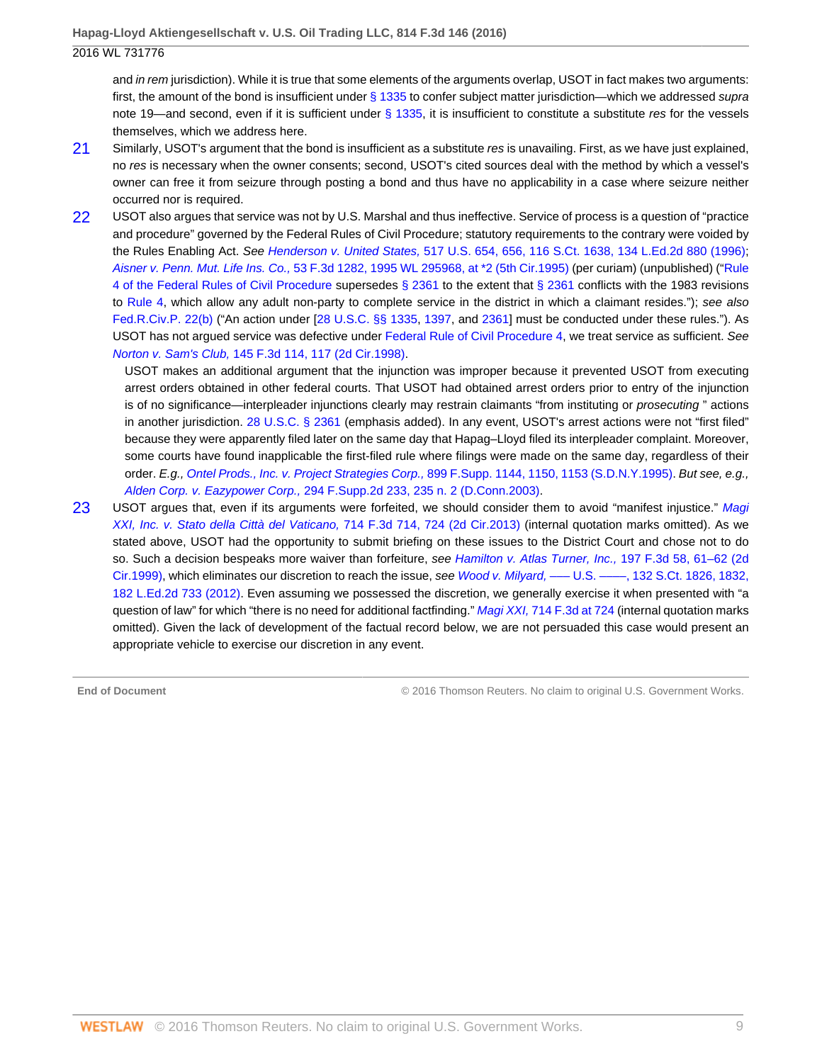and *in rem* jurisdiction). While it is true that some elements of the arguments overlap, USOT in fact makes two arguments: first, the amount of the bond is insufficient under § 1335 to confer subject matter jurisdiction—which we addressed *supra* note 19—and second, even if it is sufficient under § 1335, it is insufficient to constitute a substitute *res* for the vessels themselves, which we address here.

21 Similarly, USOT's argument that the bond is insufficient as a substitute *res* is unavailing. First, as we have just explained, no *res* is necessary when the owner consents; second, USOT's cited sources deal with the method by which a vessel's owner can free it from seizure through posting a bond and thus have no applicability in a case where seizure neither occurred nor is required.

22 USOT also argues that service was not by U.S. Marshal and thus ineffective. Service of process is a question of "practice and procedure" governed by the Federal Rules of Civil Procedure; statutory requirements to the contrary were voided by the Rules Enabling Act. *See Henderson v. United States,* 517 U.S. 654, 656, 116 S.Ct. 1638, 134 L.Ed.2d 880 (1996); *Aisner v. Penn. Mut. Life Ins. Co.,* 53 F.3d 1282, 1995 WL 295968, at *2 (5th Cir.1995) (per curiam) (unpublished) ("Rule 4 of the Federal Rules of Civil Procedure supersedes § 2361 to the extent that § 2361 conflicts with the 1983 revisions to Rule 4, which allow any adult non-party to complete service in the district in which a claimant resides."); *see also* Fed.R.Civ.P. 22(b) ("An action under [28 U.S.C. §§ 1335, 1397, and 2361] must be conducted under these rules."). As USOT has not argued service was defective under Federal Rule of Civil Procedure 4, we treat service as sufficient. *See Norton v. Sam's Club,* 145 F.3d 114, 117 (2d Cir.1998).

USOT makes an additional argument that the injunction was improper because it prevented USOT from executing arrest orders obtained in other federal courts. That USOT had obtained arrest orders prior to entry of the injunction is of no significance—interpleader injunctions clearly may restrain claimants "from instituting or *prosecuting* " actions in another jurisdiction. 28 U.S.C. § 2361 (emphasis added). In any event, USOT's arrest actions were not "first filed" because they were apparently filed later on the same day that Hapag–Lloyd filed its interpleader complaint. Moreover, some courts have found inapplicable the first-filed rule where filings were made on the same day, regardless of their order. *E.g., Ontel Prods., Inc. v. Project Strategies Corp.,* 899 F.Supp. 1144, 1150, 1153 (S.D.N.Y.1995). *But see, e.g., Alden Corp. v. Eazypower Corp.,* 294 F.Supp.2d 233, 235 n. 2 (D.Conn.2003).

23 USOT argues that, even if its arguments were forfeited, we should consider them to avoid "manifest injustice." *Magi XXI, Inc. v. Stato della Città del Vaticano,* 714 F.3d 714, 724 (2d Cir.2013) (internal quotation marks omitted). As we stated above, USOT had the opportunity to submit briefing on these issues to the District Court and chose not to do so. Such a decision bespeaks more waiver than forfeiture, *see Hamilton v. Atlas Turner, Inc.,* 197 F.3d 58, 61–62 (2d Cir.1999), which eliminates our discretion to reach the issue, *see Wood v. Milyard,* ––– U.S. ––––, 132 S.Ct. 1826, 1832, 182 L.Ed.2d 733 (2012). Even assuming we possessed the discretion, we generally exercise it when presented with "a question of law" for which "there is no need for additional factfinding." *Magi XXI,* 714 F.3d at 724 (internal quotation marks omitted). Given the lack of development of the factual record below, we are not persuaded this case would present an appropriate vehicle to exercise our discretion in any event.

**End of Document** © 2016 Thomson Reuters. No claim to original U.S. Government Works.